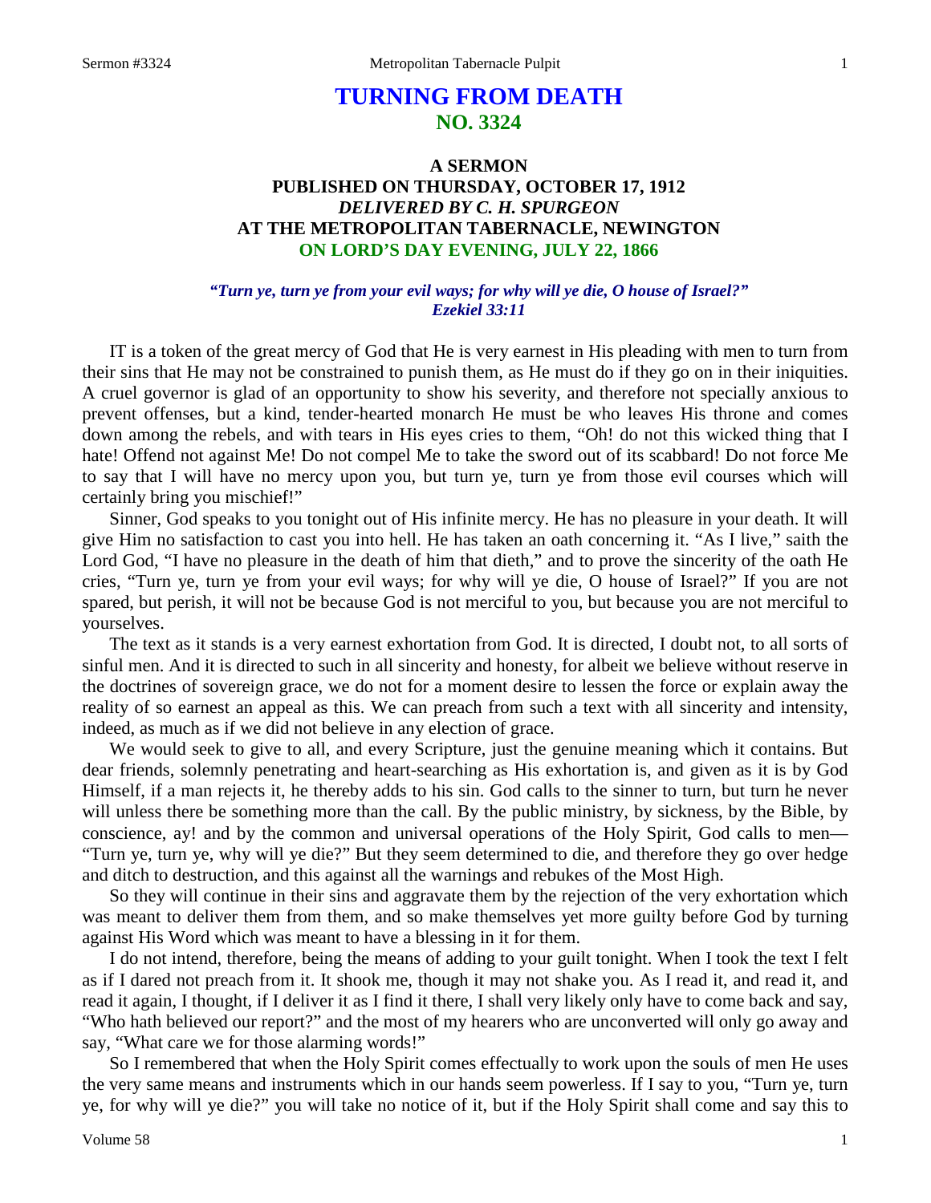# TURNING FROM DEATH
## NO. 3324

### A SERMON
### PUBLISHED ON THURSDAY, OCTOBER 17, 1912
### *DELIVERED BY C. H. SPURGEON*
### AT THE METROPOLITAN TABERNACLE, NEWINGTON
### ON LORD'S DAY EVENING, JULY 22, 1866

***"Turn ye, turn ye from your evil ways; for why will ye die, O house of Israel?" Ezekiel 33:11***

IT is a token of the great mercy of God that He is very earnest in His pleading with men to turn from their sins that He may not be constrained to punish them, as He must do if they go on in their iniquities. A cruel governor is glad of an opportunity to show his severity, and therefore not specially anxious to prevent offenses, but a kind, tender-hearted monarch He must be who leaves His throne and comes down among the rebels, and with tears in His eyes cries to them, "Oh! do not this wicked thing that I hate! Offend not against Me! Do not compel Me to take the sword out of its scabbard! Do not force Me to say that I will have no mercy upon you, but turn ye, turn ye from those evil courses which will certainly bring you mischief!"

Sinner, God speaks to you tonight out of His infinite mercy. He has no pleasure in your death. It will give Him no satisfaction to cast you into hell. He has taken an oath concerning it. "As I live," saith the Lord God, "I have no pleasure in the death of him that dieth," and to prove the sincerity of the oath He cries, "Turn ye, turn ye from your evil ways; for why will ye die, O house of Israel?" If you are not spared, but perish, it will not be because God is not merciful to you, but because you are not merciful to yourselves.

The text as it stands is a very earnest exhortation from God. It is directed, I doubt not, to all sorts of sinful men. And it is directed to such in all sincerity and honesty, for albeit we believe without reserve in the doctrines of sovereign grace, we do not for a moment desire to lessen the force or explain away the reality of so earnest an appeal as this. We can preach from such a text with all sincerity and intensity, indeed, as much as if we did not believe in any election of grace.

We would seek to give to all, and every Scripture, just the genuine meaning which it contains. But dear friends, solemnly penetrating and heart-searching as His exhortation is, and given as it is by God Himself, if a man rejects it, he thereby adds to his sin. God calls to the sinner to turn, but turn he never will unless there be something more than the call. By the public ministry, by sickness, by the Bible, by conscience, ay! and by the common and universal operations of the Holy Spirit, God calls to men—"Turn ye, turn ye, why will ye die?" But they seem determined to die, and therefore they go over hedge and ditch to destruction, and this against all the warnings and rebukes of the Most High.

So they will continue in their sins and aggravate them by the rejection of the very exhortation which was meant to deliver them from them, and so make themselves yet more guilty before God by turning against His Word which was meant to have a blessing in it for them.

I do not intend, therefore, being the means of adding to your guilt tonight. When I took the text I felt as if I dared not preach from it. It shook me, though it may not shake you. As I read it, and read it, and read it again, I thought, if I deliver it as I find it there, I shall very likely only have to come back and say, "Who hath believed our report?" and the most of my hearers who are unconverted will only go away and say, "What care we for those alarming words!"

So I remembered that when the Holy Spirit comes effectually to work upon the souls of men He uses the very same means and instruments which in our hands seem powerless. If I say to you, "Turn ye, turn ye, for why will ye die?" you will take no notice of it, but if the Holy Spirit shall come and say this to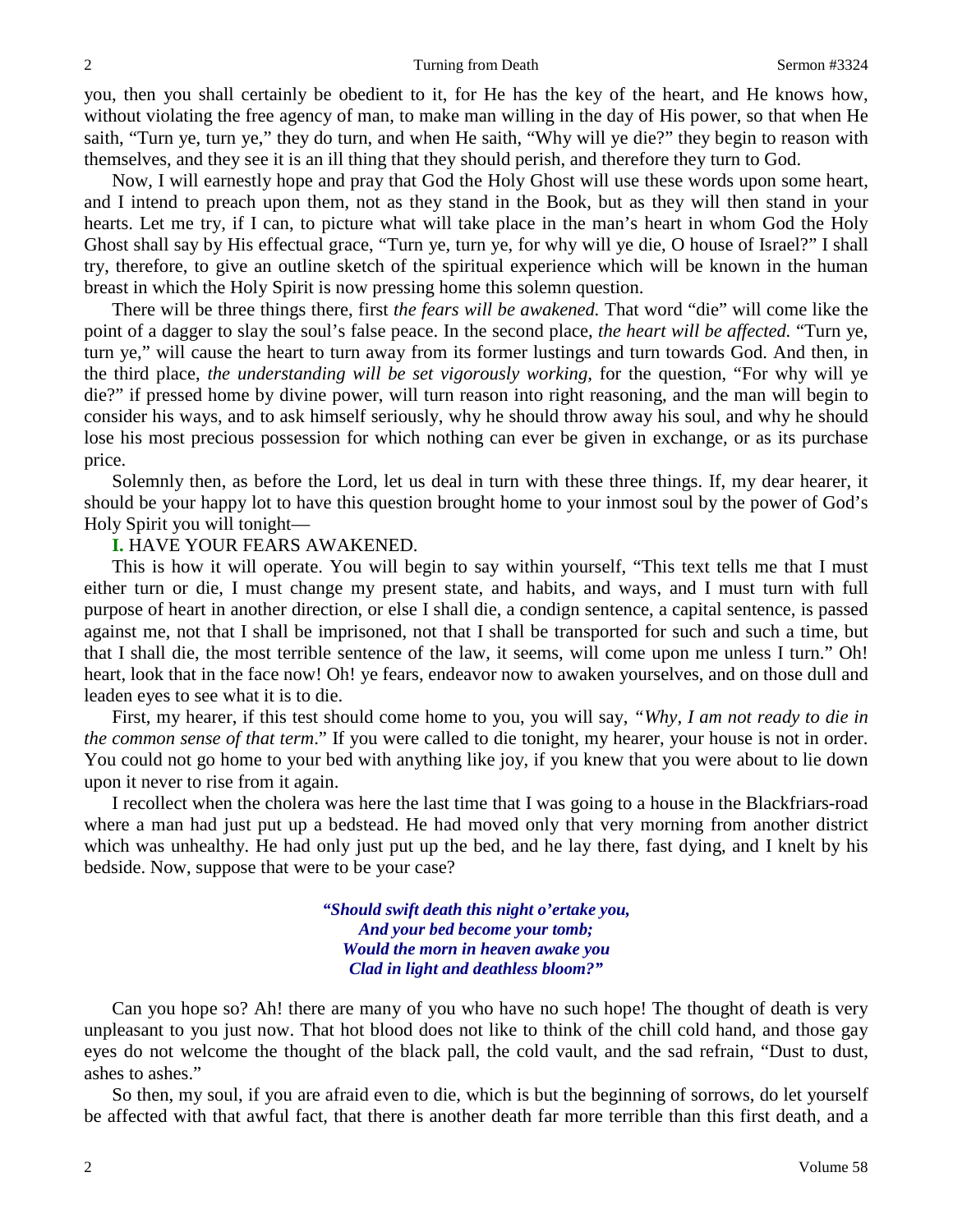you, then you shall certainly be obedient to it, for He has the key of the heart, and He knows how, without violating the free agency of man, to make man willing in the day of His power, so that when He saith, "Turn ye, turn ye," they do turn, and when He saith, "Why will ye die?" they begin to reason with themselves, and they see it is an ill thing that they should perish, and therefore they turn to God.

Now, I will earnestly hope and pray that God the Holy Ghost will use these words upon some heart, and I intend to preach upon them, not as they stand in the Book, but as they will then stand in your hearts. Let me try, if I can, to picture what will take place in the man's heart in whom God the Holy Ghost shall say by His effectual grace, "Turn ye, turn ye, for why will ye die, O house of Israel?" I shall try, therefore, to give an outline sketch of the spiritual experience which will be known in the human breast in which the Holy Spirit is now pressing home this solemn question.

There will be three things there, first *the fears will be awakened.* That word "die" will come like the point of a dagger to slay the soul's false peace. In the second place, *the heart will be affected.* "Turn ye, turn ye," will cause the heart to turn away from its former lustings and turn towards God. And then, in the third place, *the understanding will be set vigorously working,* for the question, "For why will ye die?" if pressed home by divine power, will turn reason into right reasoning, and the man will begin to consider his ways, and to ask himself seriously, why he should throw away his soul, and why he should lose his most precious possession for which nothing can ever be given in exchange, or as its purchase price.

Solemnly then, as before the Lord, let us deal in turn with these three things. If, my dear hearer, it should be your happy lot to have this question brought home to your inmost soul by the power of God's Holy Spirit you will tonight—

**I.** HAVE YOUR FEARS AWAKENED.

This is how it will operate. You will begin to say within yourself, "This text tells me that I must either turn or die, I must change my present state, and habits, and ways, and I must turn with full purpose of heart in another direction, or else I shall die, a condign sentence, a capital sentence, is passed against me, not that I shall be imprisoned, not that I shall be transported for such and such a time, but that I shall die, the most terrible sentence of the law, it seems, will come upon me unless I turn." Oh! heart, look that in the face now! Oh! ye fears, endeavor now to awaken yourselves, and on those dull and leaden eyes to see what it is to die.

First, my hearer, if this test should come home to you, you will say, *"Why, I am not ready to die in the common sense of that term*." If you were called to die tonight, my hearer, your house is not in order. You could not go home to your bed with anything like joy, if you knew that you were about to lie down upon it never to rise from it again.

I recollect when the cholera was here the last time that I was going to a house in the Blackfriars-road where a man had just put up a bedstead. He had moved only that very morning from another district which was unhealthy. He had only just put up the bed, and he lay there, fast dying, and I knelt by his bedside. Now, suppose that were to be your case?

> ***"Should swift death this night o'ertake you,***
> ***And your bed become your tomb;***
> ***Would the morn in heaven awake you***
> ***Clad in light and deathless bloom?"***

Can you hope so? Ah! there are many of you who have no such hope! The thought of death is very unpleasant to you just now. That hot blood does not like to think of the chill cold hand, and those gay eyes do not welcome the thought of the black pall, the cold vault, and the sad refrain, "Dust to dust, ashes to ashes."

So then, my soul, if you are afraid even to die, which is but the beginning of sorrows, do let yourself be affected with that awful fact, that there is another death far more terrible than this first death, and a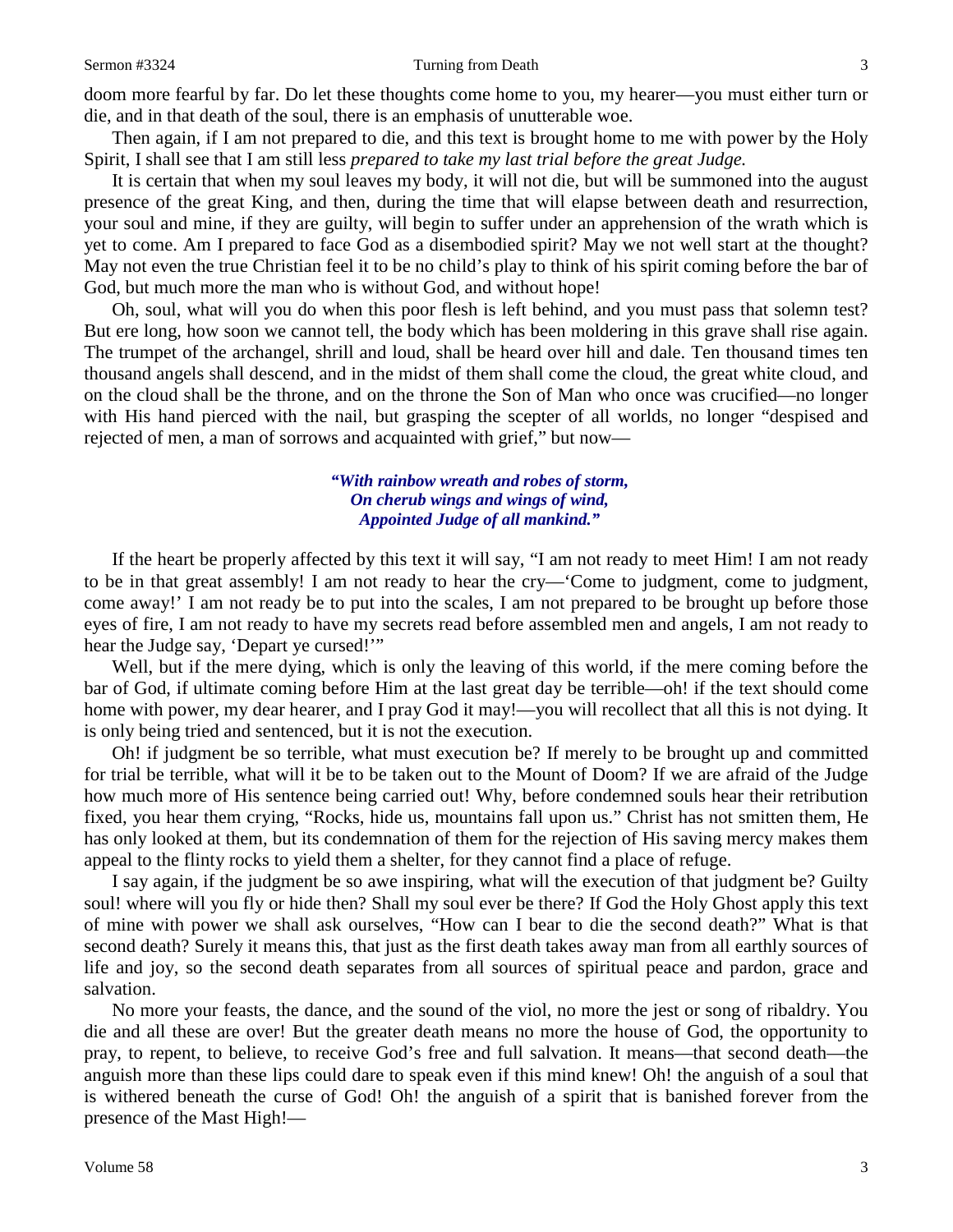doom more fearful by far. Do let these thoughts come home to you, my hearer—you must either turn or die, and in that death of the soul, there is an emphasis of unutterable woe.

Then again, if I am not prepared to die, and this text is brought home to me with power by the Holy Spirit, I shall see that I am still less *prepared to take my last trial before the great Judge.*

It is certain that when my soul leaves my body, it will not die, but will be summoned into the august presence of the great King, and then, during the time that will elapse between death and resurrection, your soul and mine, if they are guilty, will begin to suffer under an apprehension of the wrath which is yet to come. Am I prepared to face God as a disembodied spirit? May we not well start at the thought? May not even the true Christian feel it to be no child's play to think of his spirit coming before the bar of God, but much more the man who is without God, and without hope!

Oh, soul, what will you do when this poor flesh is left behind, and you must pass that solemn test? But ere long, how soon we cannot tell, the body which has been moldering in this grave shall rise again. The trumpet of the archangel, shrill and loud, shall be heard over hill and dale. Ten thousand times ten thousand angels shall descend, and in the midst of them shall come the cloud, the great white cloud, and on the cloud shall be the throne, and on the throne the Son of Man who once was crucified—no longer with His hand pierced with the nail, but grasping the scepter of all worlds, no longer "despised and rejected of men, a man of sorrows and acquainted with grief," but now—

> ***"With rainbow wreath and robes of storm,***
> ***On cherub wings and wings of wind,***
> ***Appointed Judge of all mankind."***

If the heart be properly affected by this text it will say, "I am not ready to meet Him! I am not ready to be in that great assembly! I am not ready to hear the cry—'Come to judgment, come to judgment, come away!' I am not ready be to put into the scales, I am not prepared to be brought up before those eyes of fire, I am not ready to have my secrets read before assembled men and angels, I am not ready to hear the Judge say, 'Depart ye cursed!'"

Well, but if the mere dying, which is only the leaving of this world, if the mere coming before the bar of God, if ultimate coming before Him at the last great day be terrible—oh! if the text should come home with power, my dear hearer, and I pray God it may!—you will recollect that all this is not dying. It is only being tried and sentenced, but it is not the execution.

Oh! if judgment be so terrible, what must execution be? If merely to be brought up and committed for trial be terrible, what will it be to be taken out to the Mount of Doom? If we are afraid of the Judge how much more of His sentence being carried out! Why, before condemned souls hear their retribution fixed, you hear them crying, "Rocks, hide us, mountains fall upon us." Christ has not smitten them, He has only looked at them, but its condemnation of them for the rejection of His saving mercy makes them appeal to the flinty rocks to yield them a shelter, for they cannot find a place of refuge.

I say again, if the judgment be so awe inspiring, what will the execution of that judgment be? Guilty soul! where will you fly or hide then? Shall my soul ever be there? If God the Holy Ghost apply this text of mine with power we shall ask ourselves, "How can I bear to die the second death?" What is that second death? Surely it means this, that just as the first death takes away man from all earthly sources of life and joy, so the second death separates from all sources of spiritual peace and pardon, grace and salvation.

No more your feasts, the dance, and the sound of the viol, no more the jest or song of ribaldry. You die and all these are over! But the greater death means no more the house of God, the opportunity to pray, to repent, to believe, to receive God's free and full salvation. It means—that second death—the anguish more than these lips could dare to speak even if this mind knew! Oh! the anguish of a soul that is withered beneath the curse of God! Oh! the anguish of a spirit that is banished forever from the presence of the Mast High!—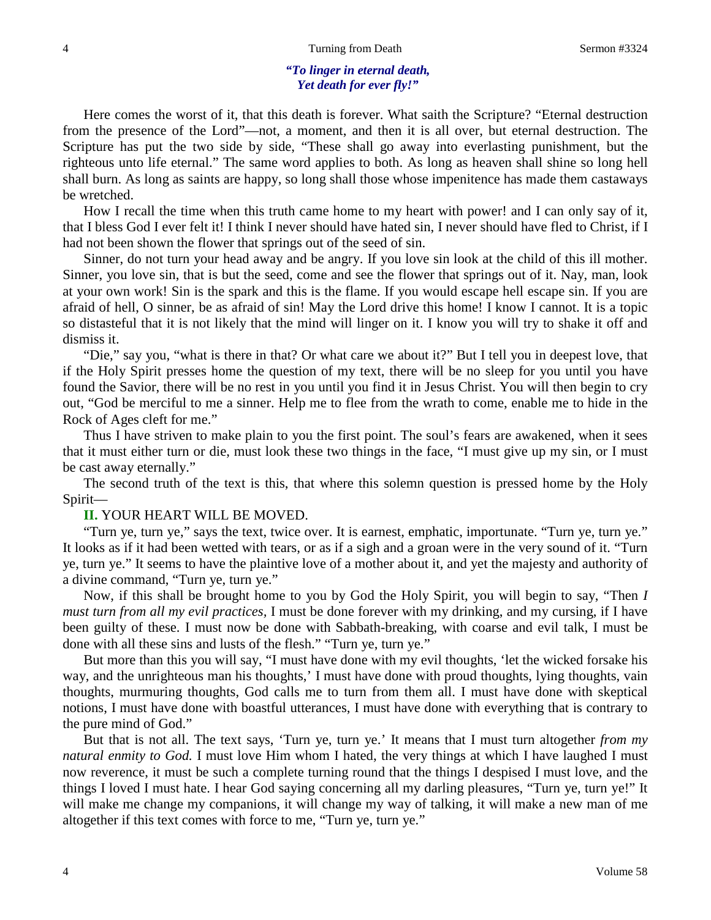***"To linger in eternal death,***
***Yet death for ever fly!"***

Here comes the worst of it, that this death is forever. What saith the Scripture? "Eternal destruction from the presence of the Lord"—not, a moment, and then it is all over, but eternal destruction. The Scripture has put the two side by side, "These shall go away into everlasting punishment, but the righteous unto life eternal." The same word applies to both. As long as heaven shall shine so long hell shall burn. As long as saints are happy, so long shall those whose impenitence has made them castaways be wretched.

How I recall the time when this truth came home to my heart with power! and I can only say of it, that I bless God I ever felt it! I think I never should have hated sin, I never should have fled to Christ, if I had not been shown the flower that springs out of the seed of sin.

Sinner, do not turn your head away and be angry. If you love sin look at the child of this ill mother. Sinner, you love sin, that is but the seed, come and see the flower that springs out of it. Nay, man, look at your own work! Sin is the spark and this is the flame. If you would escape hell escape sin. If you are afraid of hell, O sinner, be as afraid of sin! May the Lord drive this home! I know I cannot. It is a topic so distasteful that it is not likely that the mind will linger on it. I know you will try to shake it off and dismiss it.

"Die," say you, "what is there in that? Or what care we about it?" But I tell you in deepest love, that if the Holy Spirit presses home the question of my text, there will be no sleep for you until you have found the Savior, there will be no rest in you until you find it in Jesus Christ. You will then begin to cry out, "God be merciful to me a sinner. Help me to flee from the wrath to come, enable me to hide in the Rock of Ages cleft for me."

Thus I have striven to make plain to you the first point. The soul's fears are awakened, when it sees that it must either turn or die, must look these two things in the face, "I must give up my sin, or I must be cast away eternally."

The second truth of the text is this, that where this solemn question is pressed home by the Holy Spirit—

**II.** YOUR HEART WILL BE MOVED.

"Turn ye, turn ye," says the text, twice over. It is earnest, emphatic, importunate. "Turn ye, turn ye." It looks as if it had been wetted with tears, or as if a sigh and a groan were in the very sound of it. "Turn ye, turn ye." It seems to have the plaintive love of a mother about it, and yet the majesty and authority of a divine command, "Turn ye, turn ye."

Now, if this shall be brought home to you by God the Holy Spirit, you will begin to say, "Then *I must turn from all my evil practices,* I must be done forever with my drinking, and my cursing, if I have been guilty of these. I must now be done with Sabbath-breaking, with coarse and evil talk, I must be done with all these sins and lusts of the flesh." "Turn ye, turn ye."

But more than this you will say, "I must have done with my evil thoughts, 'let the wicked forsake his way, and the unrighteous man his thoughts,' I must have done with proud thoughts, lying thoughts, vain thoughts, murmuring thoughts, God calls me to turn from them all. I must have done with skeptical notions, I must have done with boastful utterances, I must have done with everything that is contrary to the pure mind of God."

But that is not all. The text says, 'Turn ye, turn ye.' It means that I must turn altogether *from my natural enmity to God.* I must love Him whom I hated, the very things at which I have laughed I must now reverence, it must be such a complete turning round that the things I despised I must love, and the things I loved I must hate. I hear God saying concerning all my darling pleasures, "Turn ye, turn ye!" It will make me change my companions, it will change my way of talking, it will make a new man of me altogether if this text comes with force to me, "Turn ye, turn ye."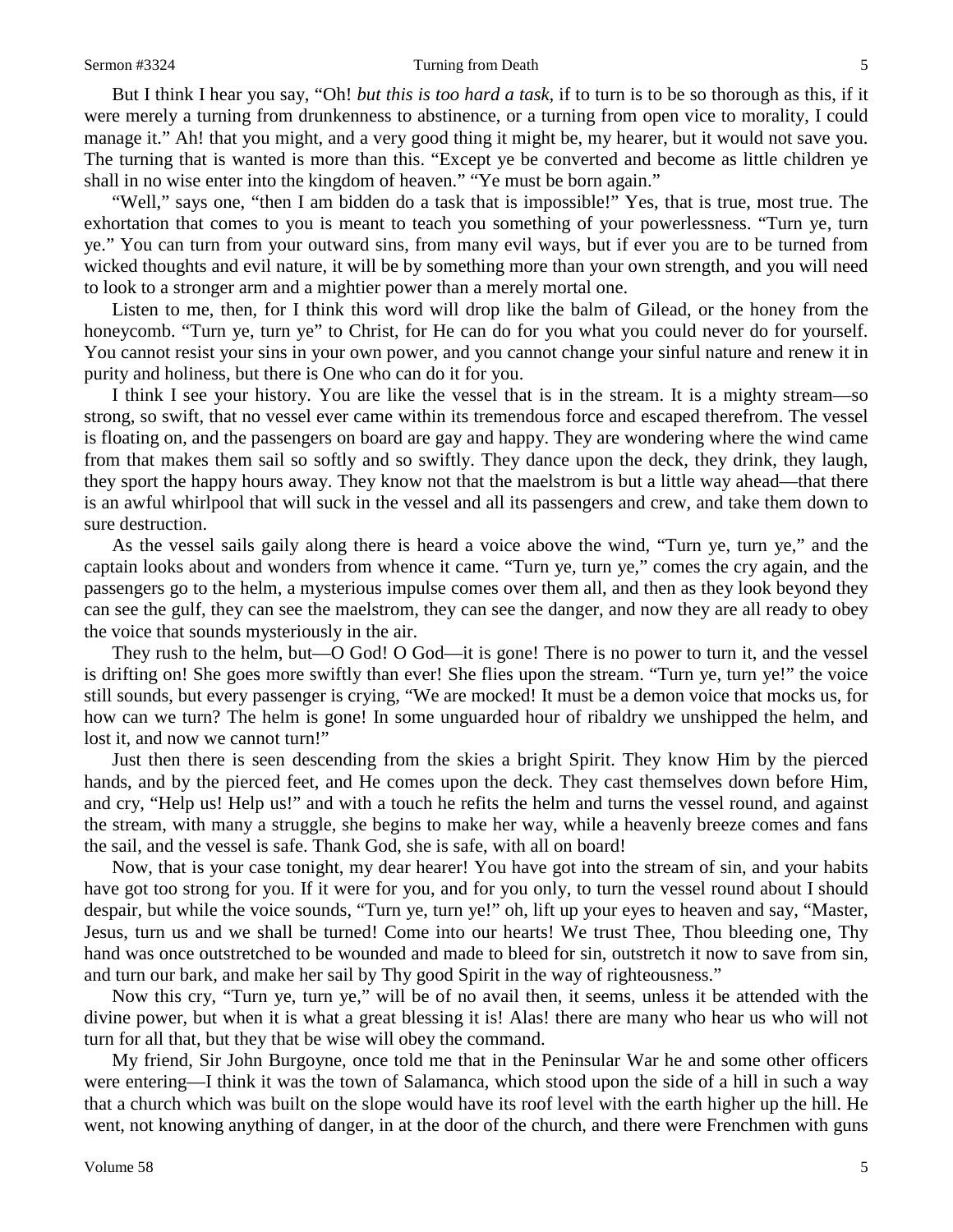But I think I hear you say, "Oh! *but this is too hard a task,* if to turn is to be so thorough as this, if it were merely a turning from drunkenness to abstinence, or a turning from open vice to morality, I could manage it." Ah! that you might, and a very good thing it might be, my hearer, but it would not save you. The turning that is wanted is more than this. "Except ye be converted and become as little children ye shall in no wise enter into the kingdom of heaven." "Ye must be born again."

"Well," says one, "then I am bidden do a task that is impossible!" Yes, that is true, most true. The exhortation that comes to you is meant to teach you something of your powerlessness. "Turn ye, turn ye." You can turn from your outward sins, from many evil ways, but if ever you are to be turned from wicked thoughts and evil nature, it will be by something more than your own strength, and you will need to look to a stronger arm and a mightier power than a merely mortal one.

Listen to me, then, for I think this word will drop like the balm of Gilead, or the honey from the honeycomb. "Turn ye, turn ye" to Christ, for He can do for you what you could never do for yourself. You cannot resist your sins in your own power, and you cannot change your sinful nature and renew it in purity and holiness, but there is One who can do it for you.

I think I see your history. You are like the vessel that is in the stream. It is a mighty stream—so strong, so swift, that no vessel ever came within its tremendous force and escaped therefrom. The vessel is floating on, and the passengers on board are gay and happy. They are wondering where the wind came from that makes them sail so softly and so swiftly. They dance upon the deck, they drink, they laugh, they sport the happy hours away. They know not that the maelstrom is but a little way ahead—that there is an awful whirlpool that will suck in the vessel and all its passengers and crew, and take them down to sure destruction.

As the vessel sails gaily along there is heard a voice above the wind, "Turn ye, turn ye," and the captain looks about and wonders from whence it came. "Turn ye, turn ye," comes the cry again, and the passengers go to the helm, a mysterious impulse comes over them all, and then as they look beyond they can see the gulf, they can see the maelstrom, they can see the danger, and now they are all ready to obey the voice that sounds mysteriously in the air.

They rush to the helm, but—O God! O God—it is gone! There is no power to turn it, and the vessel is drifting on! She goes more swiftly than ever! She flies upon the stream. "Turn ye, turn ye!" the voice still sounds, but every passenger is crying, "We are mocked! It must be a demon voice that mocks us, for how can we turn? The helm is gone! In some unguarded hour of ribaldry we unshipped the helm, and lost it, and now we cannot turn!"

Just then there is seen descending from the skies a bright Spirit. They know Him by the pierced hands, and by the pierced feet, and He comes upon the deck. They cast themselves down before Him, and cry, "Help us! Help us!" and with a touch he refits the helm and turns the vessel round, and against the stream, with many a struggle, she begins to make her way, while a heavenly breeze comes and fans the sail, and the vessel is safe. Thank God, she is safe, with all on board!

Now, that is your case tonight, my dear hearer! You have got into the stream of sin, and your habits have got too strong for you. If it were for you, and for you only, to turn the vessel round about I should despair, but while the voice sounds, "Turn ye, turn ye!" oh, lift up your eyes to heaven and say, "Master, Jesus, turn us and we shall be turned! Come into our hearts! We trust Thee, Thou bleeding one, Thy hand was once outstretched to be wounded and made to bleed for sin, outstretch it now to save from sin, and turn our bark, and make her sail by Thy good Spirit in the way of righteousness."

Now this cry, "Turn ye, turn ye," will be of no avail then, it seems, unless it be attended with the divine power, but when it is what a great blessing it is! Alas! there are many who hear us who will not turn for all that, but they that be wise will obey the command.

My friend, Sir John Burgoyne, once told me that in the Peninsular War he and some other officers were entering—I think it was the town of Salamanca, which stood upon the side of a hill in such a way that a church which was built on the slope would have its roof level with the earth higher up the hill. He went, not knowing anything of danger, in at the door of the church, and there were Frenchmen with guns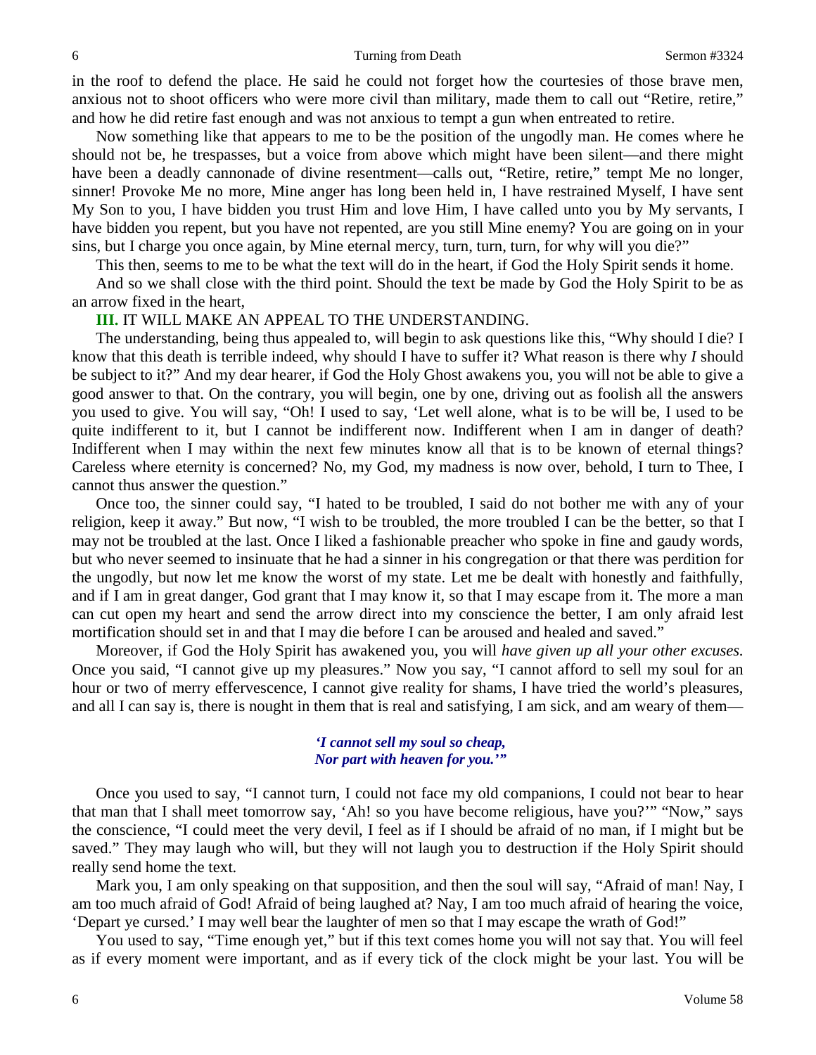in the roof to defend the place. He said he could not forget how the courtesies of those brave men, anxious not to shoot officers who were more civil than military, made them to call out "Retire, retire," and how he did retire fast enough and was not anxious to tempt a gun when entreated to retire.

Now something like that appears to me to be the position of the ungodly man. He comes where he should not be, he trespasses, but a voice from above which might have been silent—and there might have been a deadly cannonade of divine resentment—calls out, "Retire, retire," tempt Me no longer, sinner! Provoke Me no more, Mine anger has long been held in, I have restrained Myself, I have sent My Son to you, I have bidden you trust Him and love Him, I have called unto you by My servants, I have bidden you repent, but you have not repented, are you still Mine enemy? You are going on in your sins, but I charge you once again, by Mine eternal mercy, turn, turn, turn, for why will you die?"

This then, seems to me to be what the text will do in the heart, if God the Holy Spirit sends it home.

And so we shall close with the third point. Should the text be made by God the Holy Spirit to be as an arrow fixed in the heart,

**III.** IT WILL MAKE AN APPEAL TO THE UNDERSTANDING.

The understanding, being thus appealed to, will begin to ask questions like this, "Why should I die? I know that this death is terrible indeed, why should I have to suffer it? What reason is there why *I* should be subject to it?" And my dear hearer, if God the Holy Ghost awakens you, you will not be able to give a good answer to that. On the contrary, you will begin, one by one, driving out as foolish all the answers you used to give. You will say, "Oh! I used to say, 'Let well alone, what is to be will be, I used to be quite indifferent to it, but I cannot be indifferent now. Indifferent when I am in danger of death? Indifferent when I may within the next few minutes know all that is to be known of eternal things? Careless where eternity is concerned? No, my God, my madness is now over, behold, I turn to Thee, I cannot thus answer the question."

Once too, the sinner could say, "I hated to be troubled, I said do not bother me with any of your religion, keep it away." But now, "I wish to be troubled, the more troubled I can be the better, so that I may not be troubled at the last. Once I liked a fashionable preacher who spoke in fine and gaudy words, but who never seemed to insinuate that he had a sinner in his congregation or that there was perdition for the ungodly, but now let me know the worst of my state. Let me be dealt with honestly and faithfully, and if I am in great danger, God grant that I may know it, so that I may escape from it. The more a man can cut open my heart and send the arrow direct into my conscience the better, I am only afraid lest mortification should set in and that I may die before I can be aroused and healed and saved."

Moreover, if God the Holy Spirit has awakened you, you will *have given up all your other excuses.* Once you said, "I cannot give up my pleasures." Now you say, "I cannot afford to sell my soul for an hour or two of merry effervescence, I cannot give reality for shams, I have tried the world's pleasures, and all I can say is, there is nought in them that is real and satisfying, I am sick, and am weary of them—

> *'I cannot sell my soul so cheap,*
> *Nor part with heaven for you.'"*

Once you used to say, "I cannot turn, I could not face my old companions, I could not bear to hear that man that I shall meet tomorrow say, 'Ah! so you have become religious, have you?'" "Now," says the conscience, "I could meet the very devil, I feel as if I should be afraid of no man, if I might but be saved." They may laugh who will, but they will not laugh you to destruction if the Holy Spirit should really send home the text.

Mark you, I am only speaking on that supposition, and then the soul will say, "Afraid of man! Nay, I am too much afraid of God! Afraid of being laughed at? Nay, I am too much afraid of hearing the voice, 'Depart ye cursed.' I may well bear the laughter of men so that I may escape the wrath of God!"

You used to say, "Time enough yet," but if this text comes home you will not say that. You will feel as if every moment were important, and as if every tick of the clock might be your last. You will be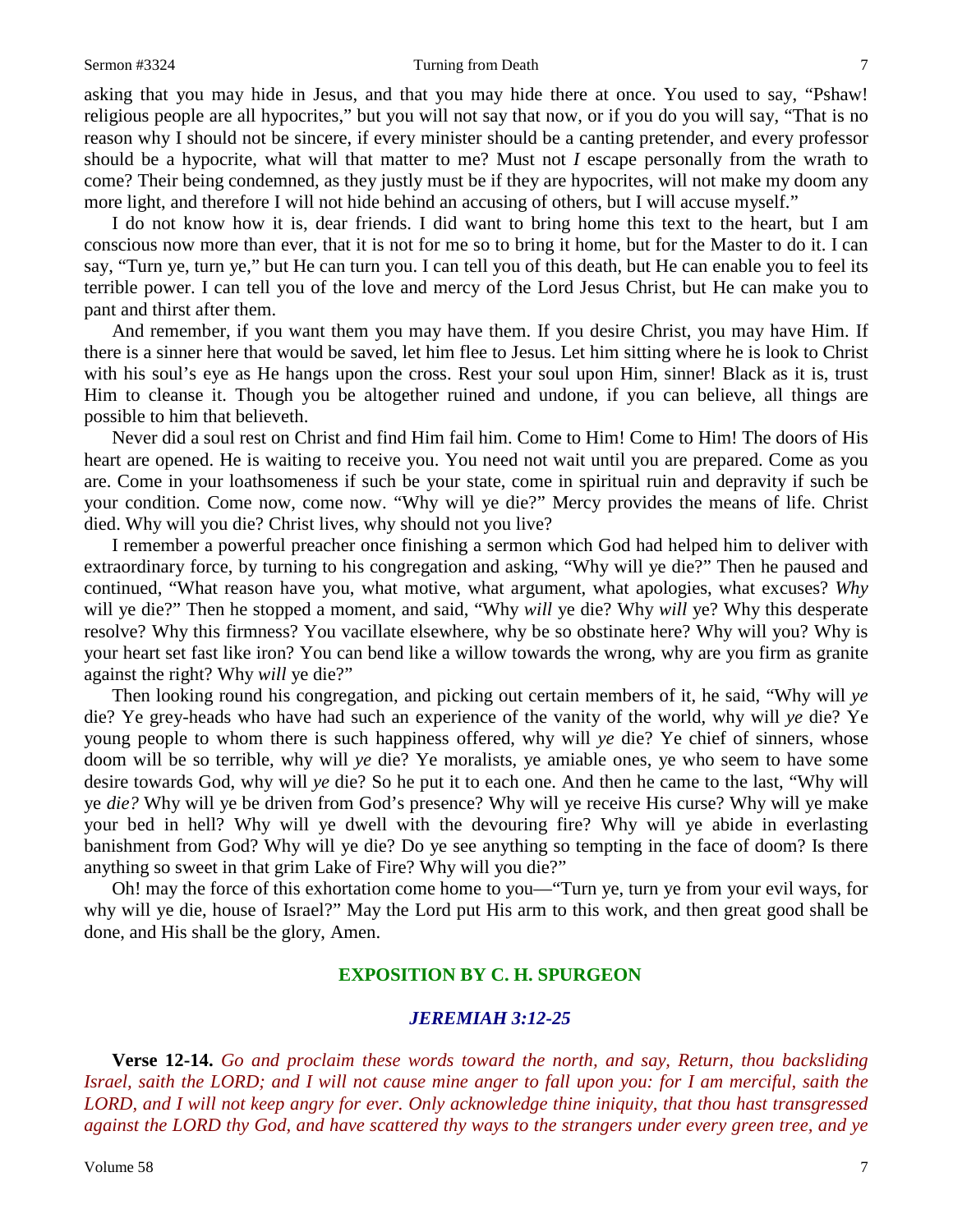asking that you may hide in Jesus, and that you may hide there at once. You used to say, "Pshaw! religious people are all hypocrites," but you will not say that now, or if you do you will say, "That is no reason why I should not be sincere, if every minister should be a canting pretender, and every professor should be a hypocrite, what will that matter to me? Must not *I* escape personally from the wrath to come? Their being condemned, as they justly must be if they are hypocrites, will not make my doom any more light, and therefore I will not hide behind an accusing of others, but I will accuse myself."

I do not know how it is, dear friends. I did want to bring home this text to the heart, but I am conscious now more than ever, that it is not for me so to bring it home, but for the Master to do it. I can say, "Turn ye, turn ye," but He can turn you. I can tell you of this death, but He can enable you to feel its terrible power. I can tell you of the love and mercy of the Lord Jesus Christ, but He can make you to pant and thirst after them.

And remember, if you want them you may have them. If you desire Christ, you may have Him. If there is a sinner here that would be saved, let him flee to Jesus. Let him sitting where he is look to Christ with his soul's eye as He hangs upon the cross. Rest your soul upon Him, sinner! Black as it is, trust Him to cleanse it. Though you be altogether ruined and undone, if you can believe, all things are possible to him that believeth.

Never did a soul rest on Christ and find Him fail him. Come to Him! Come to Him! The doors of His heart are opened. He is waiting to receive you. You need not wait until you are prepared. Come as you are. Come in your loathsomeness if such be your state, come in spiritual ruin and depravity if such be your condition. Come now, come now. "Why will ye die?" Mercy provides the means of life. Christ died. Why will you die? Christ lives, why should not you live?

I remember a powerful preacher once finishing a sermon which God had helped him to deliver with extraordinary force, by turning to his congregation and asking, "Why will ye die?" Then he paused and continued, "What reason have you, what motive, what argument, what apologies, what excuses? *Why* will ye die?" Then he stopped a moment, and said, "Why *will* ye die? Why *will* ye? Why this desperate resolve? Why this firmness? You vacillate elsewhere, why be so obstinate here? Why will you? Why is your heart set fast like iron? You can bend like a willow towards the wrong, why are you firm as granite against the right? Why *will* ye die?"

Then looking round his congregation, and picking out certain members of it, he said, "Why will *ye* die? Ye grey-heads who have had such an experience of the vanity of the world, why will *ye* die? Ye young people to whom there is such happiness offered, why will *ye* die? Ye chief of sinners, whose doom will be so terrible, why will *ye* die? Ye moralists, ye amiable ones, ye who seem to have some desire towards God, why will *ye* die? So he put it to each one. And then he came to the last, "Why will ye *die?* Why will ye be driven from God's presence? Why will ye receive His curse? Why will ye make your bed in hell? Why will ye dwell with the devouring fire? Why will ye abide in everlasting banishment from God? Why will ye die? Do ye see anything so tempting in the face of doom? Is there anything so sweet in that grim Lake of Fire? Why will you die?"

Oh! may the force of this exhortation come home to you—"Turn ye, turn ye from your evil ways, for why will ye die, house of Israel?" May the Lord put His arm to this work, and then great good shall be done, and His shall be the glory, Amen.

## EXPOSITION BY C. H. SPURGEON

### *JEREMIAH 3:12-25*

**Verse 12-14.** *Go and proclaim these words toward the north, and say, Return, thou backsliding Israel, saith the LORD; and I will not cause mine anger to fall upon you: for I am merciful, saith the LORD, and I will not keep angry for ever. Only acknowledge thine iniquity, that thou hast transgressed against the LORD thy God, and have scattered thy ways to the strangers under every green tree, and ye*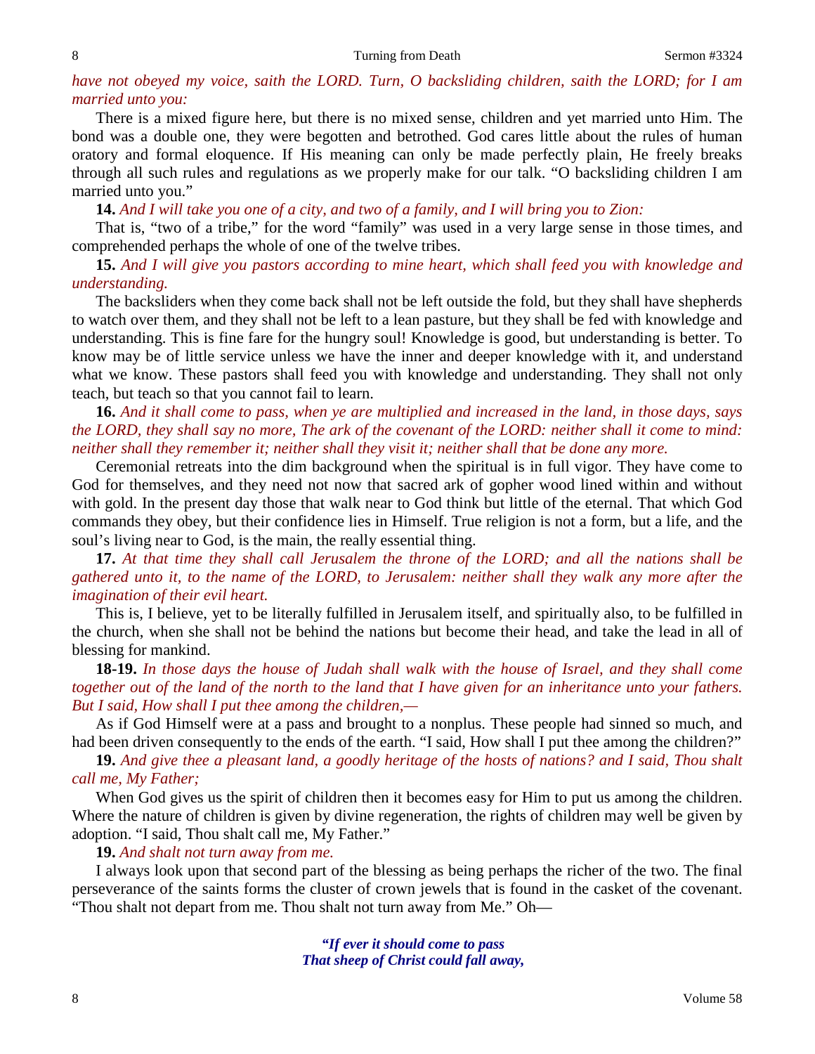*have not obeyed my voice, saith the LORD. Turn, O backsliding children, saith the LORD; for I am married unto you:*

There is a mixed figure here, but there is no mixed sense, children and yet married unto Him. The bond was a double one, they were begotten and betrothed. God cares little about the rules of human oratory and formal eloquence. If His meaning can only be made perfectly plain, He freely breaks through all such rules and regulations as we properly make for our talk. "O backsliding children I am married unto you."

**14.** *And I will take you one of a city, and two of a family, and I will bring you to Zion:*

That is, "two of a tribe," for the word "family" was used in a very large sense in those times, and comprehended perhaps the whole of one of the twelve tribes.

**15.** *And I will give you pastors according to mine heart, which shall feed you with knowledge and understanding.*

The backsliders when they come back shall not be left outside the fold, but they shall have shepherds to watch over them, and they shall not be left to a lean pasture, but they shall be fed with knowledge and understanding. This is fine fare for the hungry soul! Knowledge is good, but understanding is better. To know may be of little service unless we have the inner and deeper knowledge with it, and understand what we know. These pastors shall feed you with knowledge and understanding. They shall not only teach, but teach so that you cannot fail to learn.

**16.** *And it shall come to pass, when ye are multiplied and increased in the land, in those days, says the LORD, they shall say no more, The ark of the covenant of the LORD: neither shall it come to mind: neither shall they remember it; neither shall they visit it; neither shall that be done any more.*

Ceremonial retreats into the dim background when the spiritual is in full vigor. They have come to God for themselves, and they need not now that sacred ark of gopher wood lined within and without with gold. In the present day those that walk near to God think but little of the eternal. That which God commands they obey, but their confidence lies in Himself. True religion is not a form, but a life, and the soul's living near to God, is the main, the really essential thing.

**17.** *At that time they shall call Jerusalem the throne of the LORD; and all the nations shall be gathered unto it, to the name of the LORD, to Jerusalem: neither shall they walk any more after the imagination of their evil heart.*

This is, I believe, yet to be literally fulfilled in Jerusalem itself, and spiritually also, to be fulfilled in the church, when she shall not be behind the nations but become their head, and take the lead in all of blessing for mankind.

**18-19.** *In those days the house of Judah shall walk with the house of Israel, and they shall come together out of the land of the north to the land that I have given for an inheritance unto your fathers. But I said, How shall I put thee among the children,—*

As if God Himself were at a pass and brought to a nonplus. These people had sinned so much, and had been driven consequently to the ends of the earth. "I said, How shall I put thee among the children?"

**19.** *And give thee a pleasant land, a goodly heritage of the hosts of nations? and I said, Thou shalt call me, My Father;*

When God gives us the spirit of children then it becomes easy for Him to put us among the children. Where the nature of children is given by divine regeneration, the rights of children may well be given by adoption. "I said, Thou shalt call me, My Father."

**19.** *And shalt not turn away from me.*

I always look upon that second part of the blessing as being perhaps the richer of the two. The final perseverance of the saints forms the cluster of crown jewels that is found in the casket of the covenant. "Thou shalt not depart from me. Thou shalt not turn away from Me." Oh—

> ***"If ever it should come to pass***
> ***That sheep of Christ could fall away,***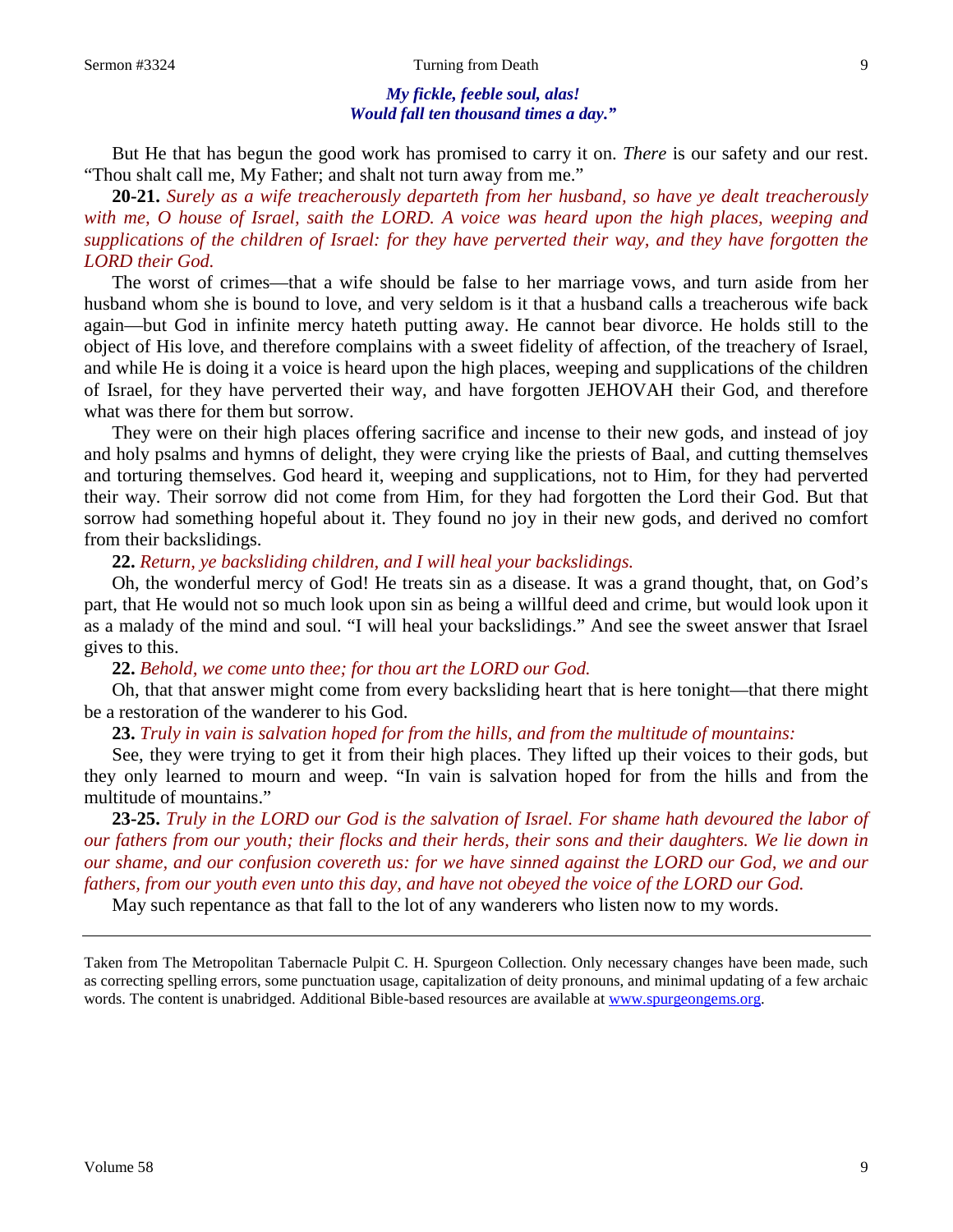*My fickle, feeble soul, alas!*
*Would fall ten thousand times a day."*

But He that has begun the good work has promised to carry it on. *There* is our safety and our rest. "Thou shalt call me, My Father; and shalt not turn away from me."

**20-21.** *Surely as a wife treacherously departeth from her husband, so have ye dealt treacherously with me, O house of Israel, saith the LORD. A voice was heard upon the high places, weeping and supplications of the children of Israel: for they have perverted their way, and they have forgotten the LORD their God.*

The worst of crimes—that a wife should be false to her marriage vows, and turn aside from her husband whom she is bound to love, and very seldom is it that a husband calls a treacherous wife back again—but God in infinite mercy hateth putting away. He cannot bear divorce. He holds still to the object of His love, and therefore complains with a sweet fidelity of affection, of the treachery of Israel, and while He is doing it a voice is heard upon the high places, weeping and supplications of the children of Israel, for they have perverted their way, and have forgotten JEHOVAH their God, and therefore what was there for them but sorrow.

They were on their high places offering sacrifice and incense to their new gods, and instead of joy and holy psalms and hymns of delight, they were crying like the priests of Baal, and cutting themselves and torturing themselves. God heard it, weeping and supplications, not to Him, for they had perverted their way. Their sorrow did not come from Him, for they had forgotten the Lord their God. But that sorrow had something hopeful about it. They found no joy in their new gods, and derived no comfort from their backslidings.

**22.** *Return, ye backsliding children, and I will heal your backslidings.*

Oh, the wonderful mercy of God! He treats sin as a disease. It was a grand thought, that, on God's part, that He would not so much look upon sin as being a willful deed and crime, but would look upon it as a malady of the mind and soul. "I will heal your backslidings." And see the sweet answer that Israel gives to this.

**22.** *Behold, we come unto thee; for thou art the LORD our God.*

Oh, that that answer might come from every backsliding heart that is here tonight—that there might be a restoration of the wanderer to his God.

**23.** *Truly in vain is salvation hoped for from the hills, and from the multitude of mountains:*

See, they were trying to get it from their high places. They lifted up their voices to their gods, but they only learned to mourn and weep. "In vain is salvation hoped for from the hills and from the multitude of mountains."

**23-25.** *Truly in the LORD our God is the salvation of Israel. For shame hath devoured the labor of our fathers from our youth; their flocks and their herds, their sons and their daughters. We lie down in our shame, and our confusion covereth us: for we have sinned against the LORD our God, we and our fathers, from our youth even unto this day, and have not obeyed the voice of the LORD our God.*

May such repentance as that fall to the lot of any wanderers who listen now to my words.

---

Taken from The Metropolitan Tabernacle Pulpit C. H. Spurgeon Collection. Only necessary changes have been made, such as correcting spelling errors, some punctuation usage, capitalization of deity pronouns, and minimal updating of a few archaic words. The content is unabridged. Additional Bible-based resources are available at www.spurgeongems.org.